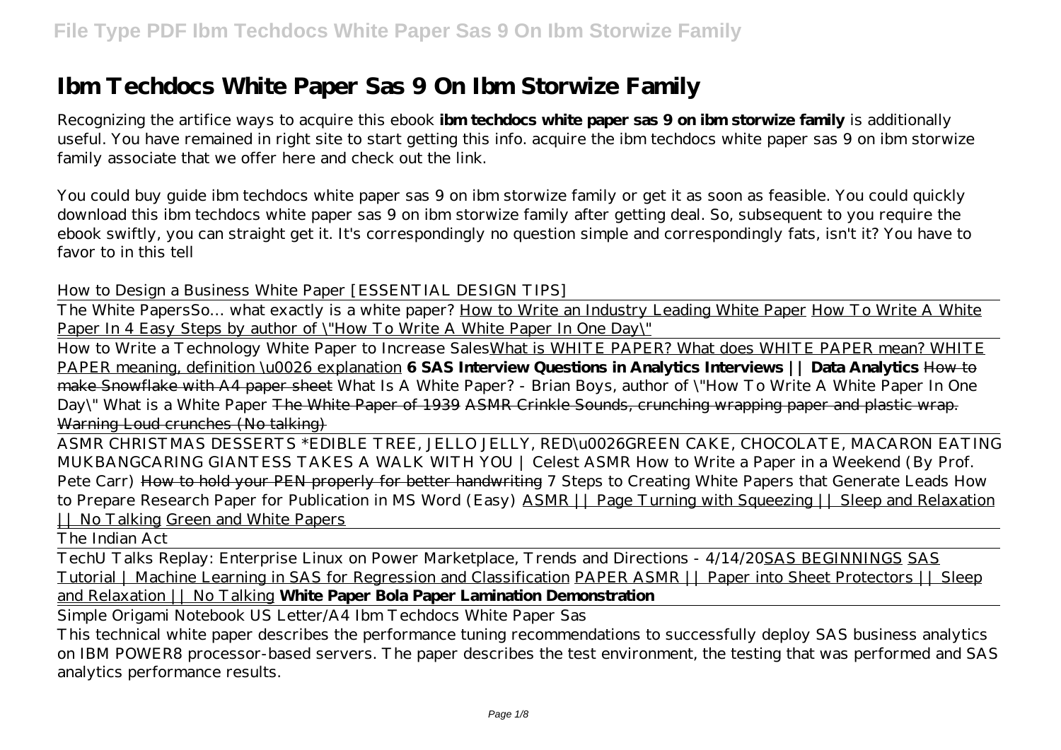# Ibm Techdocs White Paper Sas 9 On Ibm Storwize Family

Recognizing the artifice ways to acquire this ebook **ibm techdocs white paper sas 9 on ibm storwize family** is additionally useful. You have remained in right site to start getting this info. acquire the ibm techdocs white paper sas 9 on ibm storwize family associate that we offer here and check out the link.

You could buy guide ibm techdocs white paper sas 9 on ibm storwize family or get it as soon as feasible. You could quickly download this ibm techdocs white paper sas 9 on ibm storwize family after getting deal. So, subsequent to you require the ebook swiftly, you can straight get it. It's correspondingly no question simple and correspondingly fats, isn't it? You have to favor to in this tell

*How to Design a Business White Paper [ESSENTIAL DESIGN TIPS]*

The White Papers*So… what exactly is a white paper?* How to Write an Industry Leading White Paper How To Write A White Paper In 4 Easy Steps by author of \"How To Write A White Paper In One Day\"

How to Write a Technology White Paper to Increase SalesWhat is WHITE PAPER? What does WHITE PAPER mean? WHITE PAPER meaning, definition \u0026 explanation **6 SAS Interview Questions in Analytics Interviews || Data Analytics** ~~How to make Snowflake with A4 paper sheet~~ *What Is A White Paper? - Brian Boys, author of \"How To Write A White Paper In One Day\"* *What is a White Paper* ~~The White Paper of 1939~~ ~~ASMR Crinkle Sounds, crunching wrapping paper and plastic wrap. Warning Loud crunches (No talking)~~

ASMR CHRISTMAS DESSERTS *EDIBLE TREE, JELLO JELLY, RED\u0026GREEN CAKE, CHOCOLATE, MACARON EATING MUKBANG*CARING GIANTESS TAKES A WALK WITH YOU | Celest ASMR* *How to Write a Paper in a Weekend (By Prof. Pete Carr)* ~~How to hold your PEN properly for better handwriting~~ *7 Steps to Creating White Papers that Generate Leads* *How to Prepare Research Paper for Publication in MS Word (Easy)* ASMR || Page Turning with Squeezing || Sleep and Relaxation || No Talking Green and White Papers

The Indian Act

TechU Talks Replay: Enterprise Linux on Power Marketplace, Trends and Directions - 4/14/20SAS BEGINNINGS SAS Tutorial | Machine Learning in SAS for Regression and Classification PAPER ASMR || Paper into Sheet Protectors || Sleep and Relaxation || No Talking **White Paper Bola Paper Lamination Demonstration**

Simple Origami Notebook US Letter/A4 Ibm Techdocs White Paper Sas

This technical white paper describes the performance tuning recommendations to successfully deploy SAS business analytics on IBM POWER8 processor-based servers. The paper describes the test environment, the testing that was performed and SAS analytics performance results.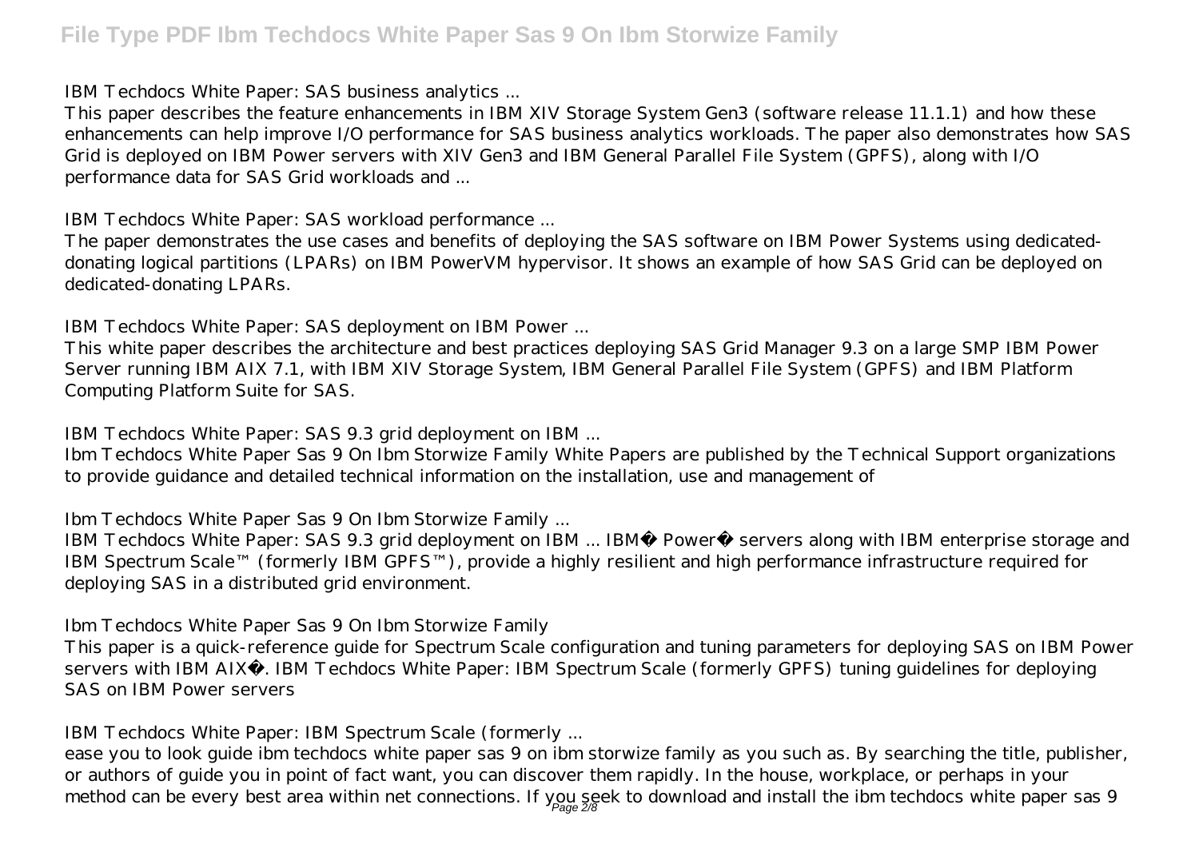IBM Techdocs White Paper: SAS business analytics ...

This paper describes the feature enhancements in IBM XIV Storage System Gen3 (software release 11.1.1) and how these enhancements can help improve I/O performance for SAS business analytics workloads. The paper also demonstrates how SAS Grid is deployed on IBM Power servers with XIV Gen3 and IBM General Parallel File System (GPFS), along with I/O performance data for SAS Grid workloads and ...

IBM Techdocs White Paper: SAS workload performance ...

The paper demonstrates the use cases and benefits of deploying the SAS software on IBM Power Systems using dedicated-donating logical partitions (LPARs) on IBM PowerVM hypervisor. It shows an example of how SAS Grid can be deployed on dedicated-donating LPARs.

IBM Techdocs White Paper: SAS deployment on IBM Power ...

This white paper describes the architecture and best practices deploying SAS Grid Manager 9.3 on a large SMP IBM Power Server running IBM AIX 7.1, with IBM XIV Storage System, IBM General Parallel File System (GPFS) and IBM Platform Computing Platform Suite for SAS.

IBM Techdocs White Paper: SAS 9.3 grid deployment on IBM ...

Ibm Techdocs White Paper Sas 9 On Ibm Storwize Family White Papers are published by the Technical Support organizations to provide guidance and detailed technical information on the installation, use and management of

Ibm Techdocs White Paper Sas 9 On Ibm Storwize Family ...

IBM Techdocs White Paper: SAS 9.3 grid deployment on IBM ... IBM® Power® servers along with IBM enterprise storage and IBM Spectrum Scale™ (formerly IBM GPFS™), provide a highly resilient and high performance infrastructure required for deploying SAS in a distributed grid environment.

Ibm Techdocs White Paper Sas 9 On Ibm Storwize Family

This paper is a quick-reference guide for Spectrum Scale configuration and tuning parameters for deploying SAS on IBM Power servers with IBM AIX®. IBM Techdocs White Paper: IBM Spectrum Scale (formerly GPFS) tuning guidelines for deploying SAS on IBM Power servers

IBM Techdocs White Paper: IBM Spectrum Scale (formerly ...

ease you to look guide ibm techdocs white paper sas 9 on ibm storwize family as you such as. By searching the title, publisher, or authors of guide you in point of fact want, you can discover them rapidly. In the house, workplace, or perhaps in your method can be every best area within net connections. If you seek to download and install the ibm techdocs white paper sas 9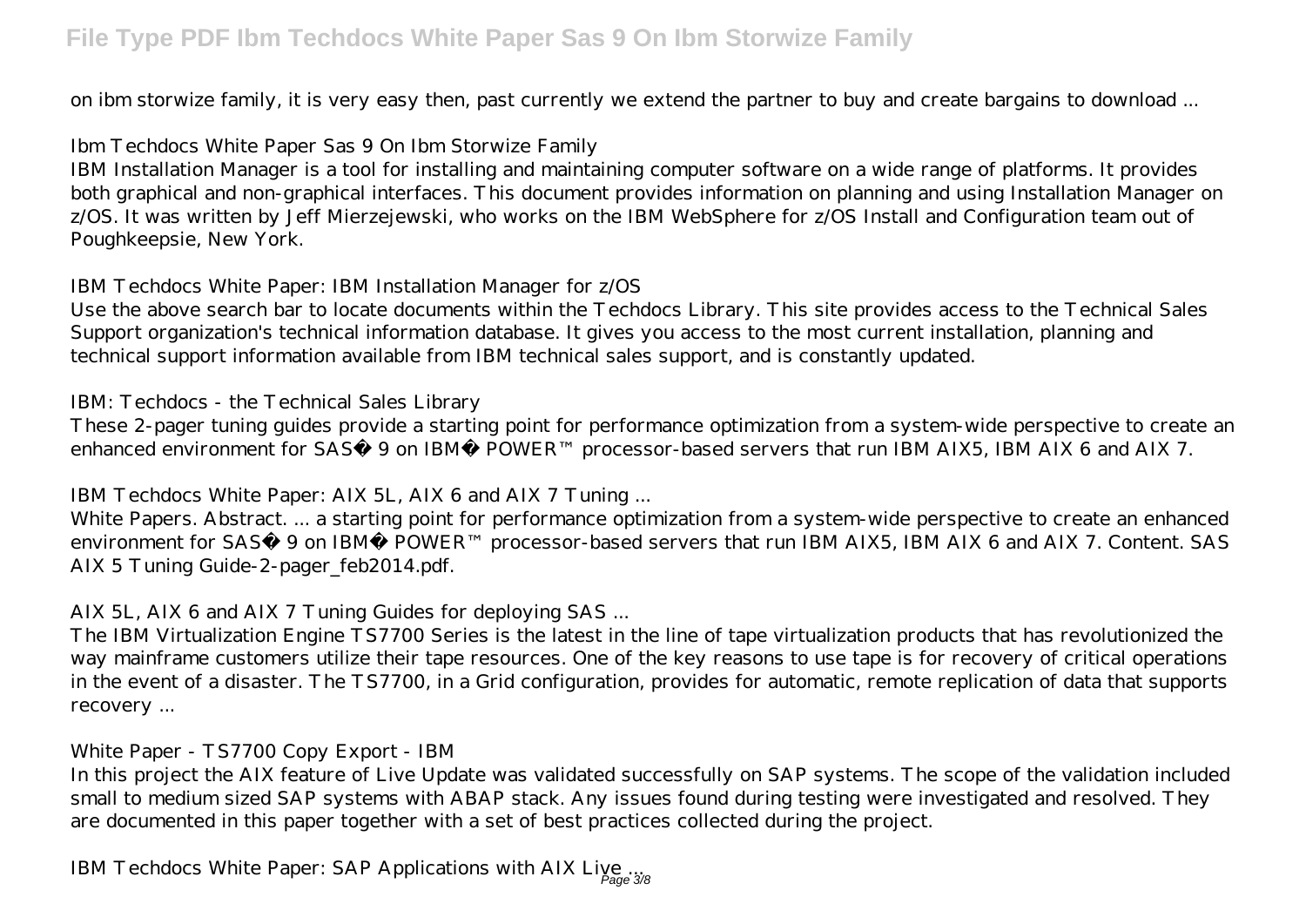on ibm storwize family, it is very easy then, past currently we extend the partner to buy and create bargains to download ...

## Ibm Techdocs White Paper Sas 9 On Ibm Storwize Family

IBM Installation Manager is a tool for installing and maintaining computer software on a wide range of platforms. It provides both graphical and non-graphical interfaces. This document provides information on planning and using Installation Manager on z/OS. It was written by Jeff Mierzejewski, who works on the IBM WebSphere for z/OS Install and Configuration team out of Poughkeepsie, New York.

## IBM Techdocs White Paper: IBM Installation Manager for z/OS

Use the above search bar to locate documents within the Techdocs Library. This site provides access to the Technical Sales Support organization's technical information database. It gives you access to the most current installation, planning and technical support information available from IBM technical sales support, and is constantly updated.

## IBM: Techdocs - the Technical Sales Library

These 2-pager tuning guides provide a starting point for performance optimization from a system-wide perspective to create an enhanced environment for SAS� 9 on IBM� POWER™ processor-based servers that run IBM AIX5, IBM AIX 6 and AIX 7.

## IBM Techdocs White Paper: AIX 5L, AIX 6 and AIX 7 Tuning ...

White Papers. Abstract. ... a starting point for performance optimization from a system-wide perspective to create an enhanced environment for SAS� 9 on IBM� POWER™ processor-based servers that run IBM AIX5, IBM AIX 6 and AIX 7. Content. SAS AIX 5 Tuning Guide-2-pager_feb2014.pdf.

## AIX 5L, AIX 6 and AIX 7 Tuning Guides for deploying SAS ...

The IBM Virtualization Engine TS7700 Series is the latest in the line of tape virtualization products that has revolutionized the way mainframe customers utilize their tape resources. One of the key reasons to use tape is for recovery of critical operations in the event of a disaster. The TS7700, in a Grid configuration, provides for automatic, remote replication of data that supports recovery ...

## White Paper - TS7700 Copy Export - IBM

In this project the AIX feature of Live Update was validated successfully on SAP systems. The scope of the validation included small to medium sized SAP systems with ABAP stack. Any issues found during testing were investigated and resolved. They are documented in this paper together with a set of best practices collected during the project.

## IBM Techdocs White Paper: SAP Applications with AIX Live ...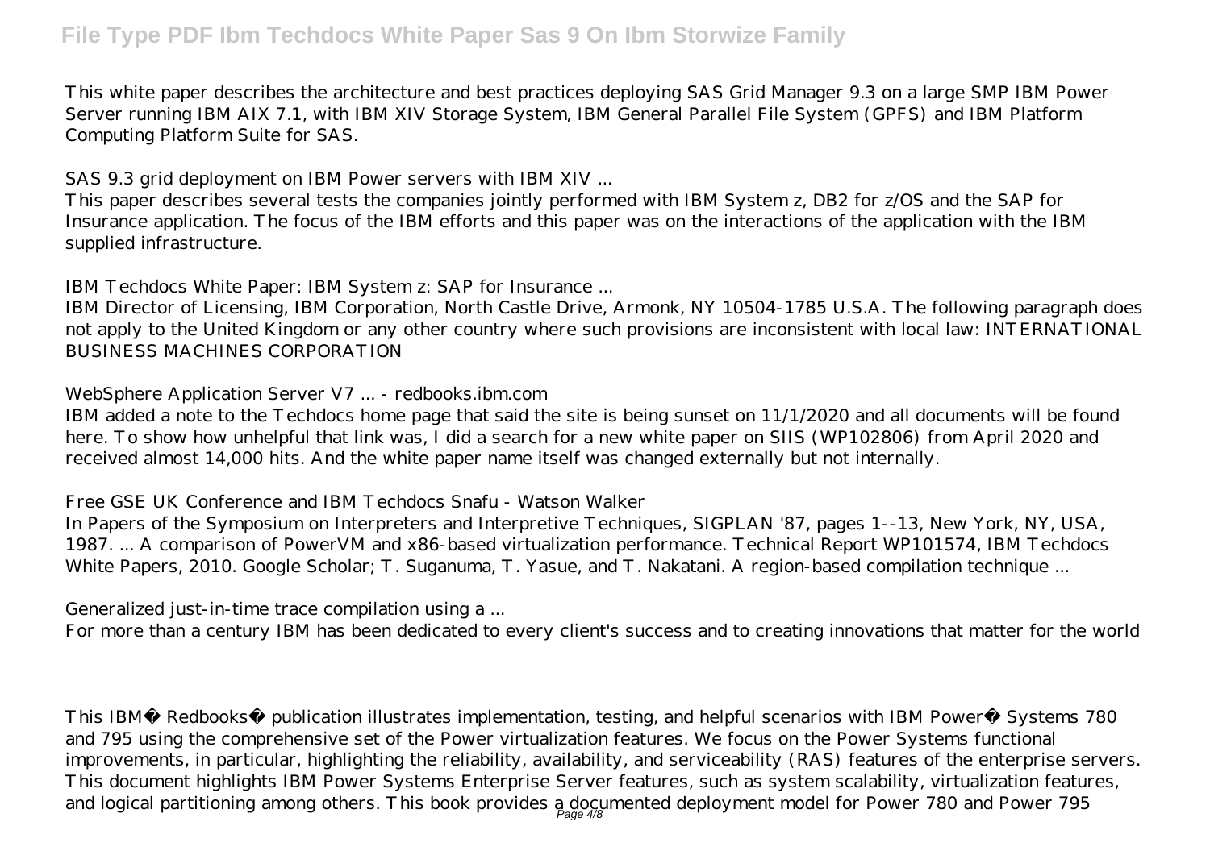This white paper describes the architecture and best practices deploying SAS Grid Manager 9.3 on a large SMP IBM Power Server running IBM AIX 7.1, with IBM XIV Storage System, IBM General Parallel File System (GPFS) and IBM Platform Computing Platform Suite for SAS.

SAS 9.3 grid deployment on IBM Power servers with IBM XIV ...

This paper describes several tests the companies jointly performed with IBM System z, DB2 for z/OS and the SAP for Insurance application. The focus of the IBM efforts and this paper was on the interactions of the application with the IBM supplied infrastructure.

IBM Techdocs White Paper: IBM System z: SAP for Insurance ...

IBM Director of Licensing, IBM Corporation, North Castle Drive, Armonk, NY 10504-1785 U.S.A. The following paragraph does not apply to the United Kingdom or any other country where such provisions are inconsistent with local law: INTERNATIONAL BUSINESS MACHINES CORPORATION

WebSphere Application Server V7 ... - redbooks.ibm.com

IBM added a note to the Techdocs home page that said the site is being sunset on 11/1/2020 and all documents will be found here. To show how unhelpful that link was, I did a search for a new white paper on SIIS (WP102806) from April 2020 and received almost 14,000 hits. And the white paper name itself was changed externally but not internally.

Free GSE UK Conference and IBM Techdocs Snafu - Watson Walker

In Papers of the Symposium on Interpreters and Interpretive Techniques, SIGPLAN '87, pages 1--13, New York, NY, USA, 1987. ... A comparison of PowerVM and x86-based virtualization performance. Technical Report WP101574, IBM Techdocs White Papers, 2010. Google Scholar; T. Suganuma, T. Yasue, and T. Nakatani. A region-based compilation technique ...

Generalized just-in-time trace compilation using a ...

For more than a century IBM has been dedicated to every client's success and to creating innovations that matter for the world

This IBM® Redbooks® publication illustrates implementation, testing, and helpful scenarios with IBM Power® Systems 780 and 795 using the comprehensive set of the Power virtualization features. We focus on the Power Systems functional improvements, in particular, highlighting the reliability, availability, and serviceability (RAS) features of the enterprise servers. This document highlights IBM Power Systems Enterprise Server features, such as system scalability, virtualization features, and logical partitioning among others. This book provides a documented deployment model for Power 780 and Power 795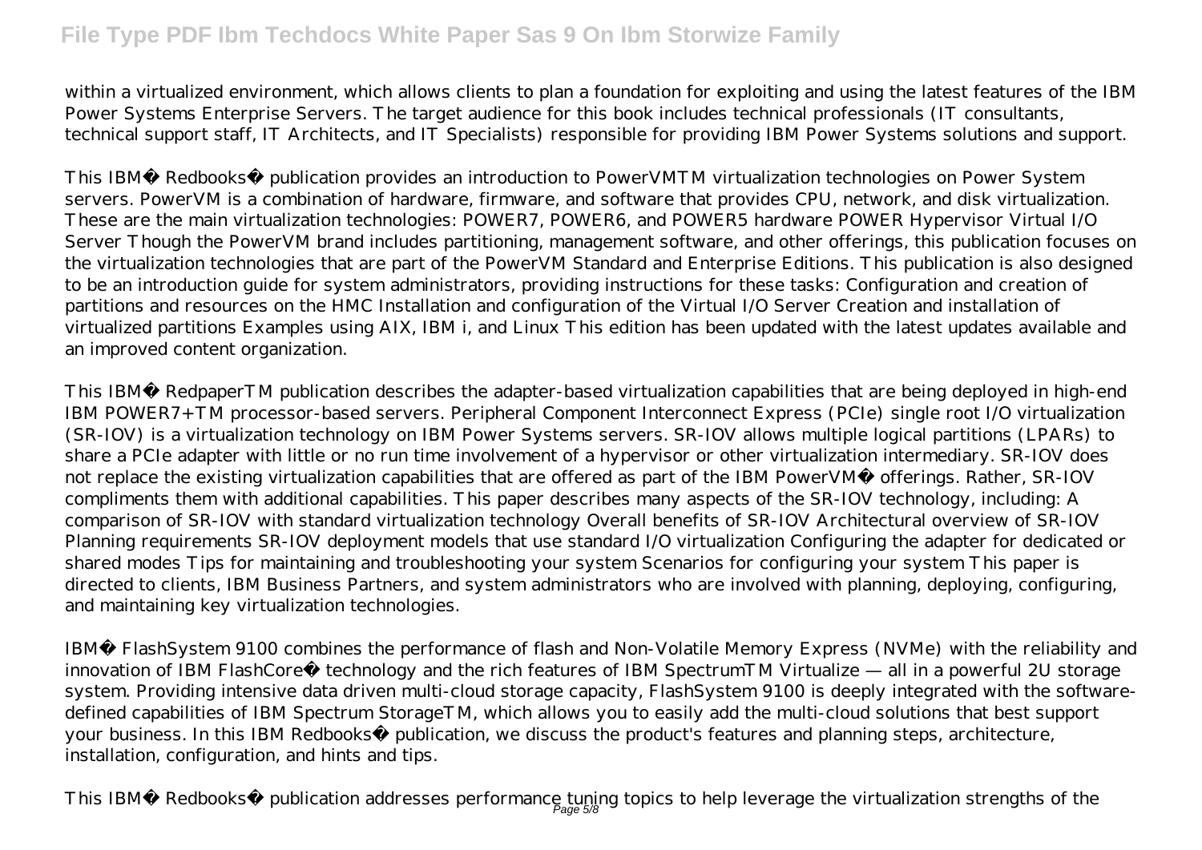within a virtualized environment, which allows clients to plan a foundation for exploiting and using the latest features of the IBM Power Systems Enterprise Servers. The target audience for this book includes technical professionals (IT consultants, technical support staff, IT Architects, and IT Specialists) responsible for providing IBM Power Systems solutions and support.

This IBM® Redbooks® publication provides an introduction to PowerVMTM virtualization technologies on Power System servers. PowerVM is a combination of hardware, firmware, and software that provides CPU, network, and disk virtualization. These are the main virtualization technologies: POWER7, POWER6, and POWER5 hardware POWER Hypervisor Virtual I/O Server Though the PowerVM brand includes partitioning, management software, and other offerings, this publication focuses on the virtualization technologies that are part of the PowerVM Standard and Enterprise Editions. This publication is also designed to be an introduction guide for system administrators, providing instructions for these tasks: Configuration and creation of partitions and resources on the HMC Installation and configuration of the Virtual I/O Server Creation and installation of virtualized partitions Examples using AIX, IBM i, and Linux This edition has been updated with the latest updates available and an improved content organization.

This IBM® RedpaperTM publication describes the adapter-based virtualization capabilities that are being deployed in high-end IBM POWER7+TM processor-based servers. Peripheral Component Interconnect Express (PCIe) single root I/O virtualization (SR-IOV) is a virtualization technology on IBM Power Systems servers. SR-IOV allows multiple logical partitions (LPARs) to share a PCIe adapter with little or no run time involvement of a hypervisor or other virtualization intermediary. SR-IOV does not replace the existing virtualization capabilities that are offered as part of the IBM PowerVM® offerings. Rather, SR-IOV compliments them with additional capabilities. This paper describes many aspects of the SR-IOV technology, including: A comparison of SR-IOV with standard virtualization technology Overall benefits of SR-IOV Architectural overview of SR-IOV Planning requirements SR-IOV deployment models that use standard I/O virtualization Configuring the adapter for dedicated or shared modes Tips for maintaining and troubleshooting your system Scenarios for configuring your system This paper is directed to clients, IBM Business Partners, and system administrators who are involved with planning, deploying, configuring, and maintaining key virtualization technologies.

IBM® FlashSystem 9100 combines the performance of flash and Non-Volatile Memory Express (NVMe) with the reliability and innovation of IBM FlashCore® technology and the rich features of IBM SpectrumTM Virtualize — all in a powerful 2U storage system. Providing intensive data driven multi-cloud storage capacity, FlashSystem 9100 is deeply integrated with the software-defined capabilities of IBM Spectrum StorageTM, which allows you to easily add the multi-cloud solutions that best support your business. In this IBM Redbooks® publication, we discuss the product's features and planning steps, architecture, installation, configuration, and hints and tips.

This IBM® Redbooks® publication addresses performance tuning topics to help leverage the virtualization strengths of the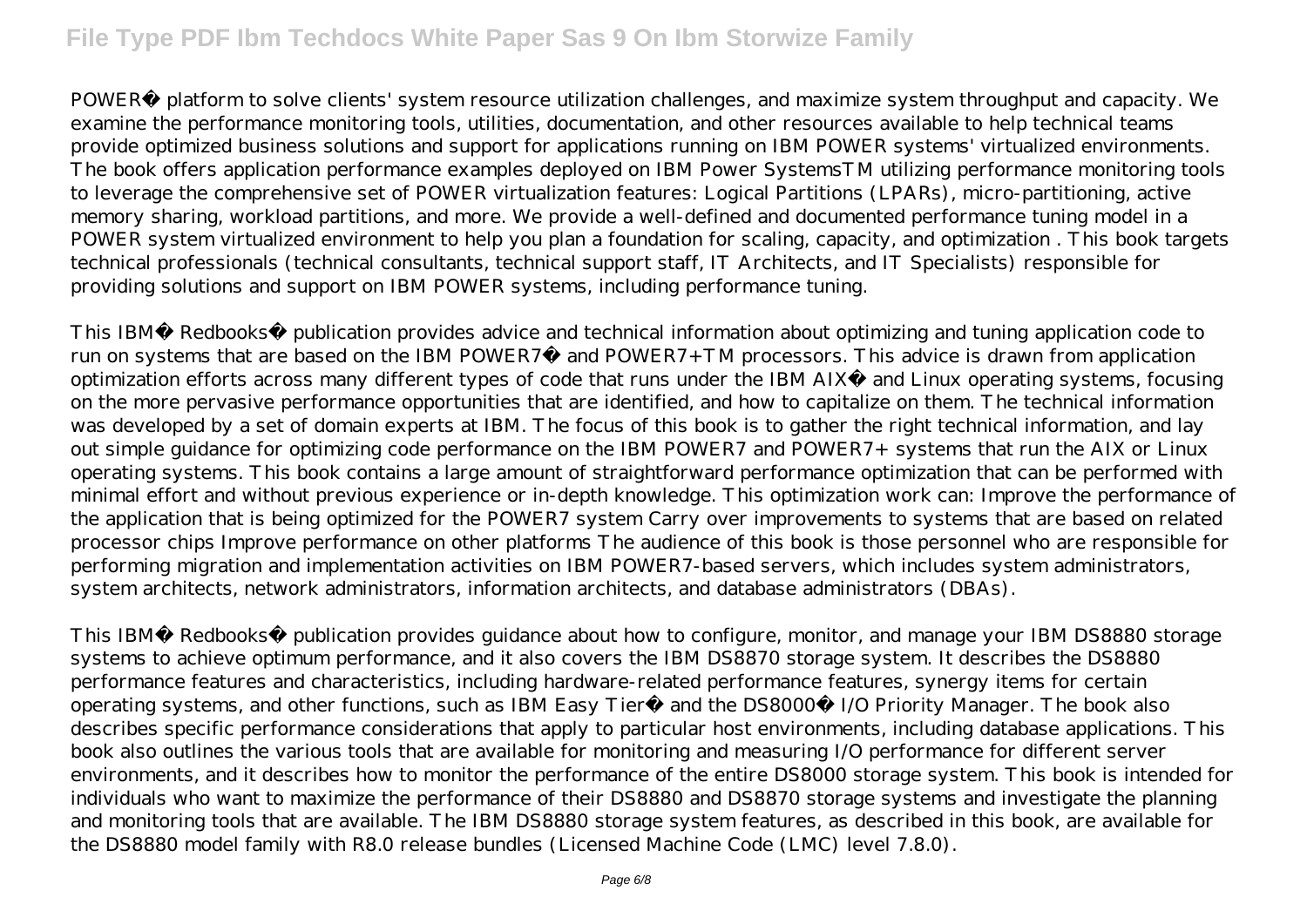POWER® platform to solve clients' system resource utilization challenges, and maximize system throughput and capacity. We examine the performance monitoring tools, utilities, documentation, and other resources available to help technical teams provide optimized business solutions and support for applications running on IBM POWER systems' virtualized environments. The book offers application performance examples deployed on IBM Power SystemsTM utilizing performance monitoring tools to leverage the comprehensive set of POWER virtualization features: Logical Partitions (LPARs), micro-partitioning, active memory sharing, workload partitions, and more. We provide a well-defined and documented performance tuning model in a POWER system virtualized environment to help you plan a foundation for scaling, capacity, and optimization . This book targets technical professionals (technical consultants, technical support staff, IT Architects, and IT Specialists) responsible for providing solutions and support on IBM POWER systems, including performance tuning.

This IBM® Redbooks® publication provides advice and technical information about optimizing and tuning application code to run on systems that are based on the IBM POWER7® and POWER7+TM processors. This advice is drawn from application optimization efforts across many different types of code that runs under the IBM AIX® and Linux operating systems, focusing on the more pervasive performance opportunities that are identified, and how to capitalize on them. The technical information was developed by a set of domain experts at IBM. The focus of this book is to gather the right technical information, and lay out simple guidance for optimizing code performance on the IBM POWER7 and POWER7+ systems that run the AIX or Linux operating systems. This book contains a large amount of straightforward performance optimization that can be performed with minimal effort and without previous experience or in-depth knowledge. This optimization work can: Improve the performance of the application that is being optimized for the POWER7 system Carry over improvements to systems that are based on related processor chips Improve performance on other platforms The audience of this book is those personnel who are responsible for performing migration and implementation activities on IBM POWER7-based servers, which includes system administrators, system architects, network administrators, information architects, and database administrators (DBAs).

This IBM® Redbooks® publication provides guidance about how to configure, monitor, and manage your IBM DS8880 storage systems to achieve optimum performance, and it also covers the IBM DS8870 storage system. It describes the DS8880 performance features and characteristics, including hardware-related performance features, synergy items for certain operating systems, and other functions, such as IBM Easy Tier® and the DS8000® I/O Priority Manager. The book also describes specific performance considerations that apply to particular host environments, including database applications. This book also outlines the various tools that are available for monitoring and measuring I/O performance for different server environments, and it describes how to monitor the performance of the entire DS8000 storage system. This book is intended for individuals who want to maximize the performance of their DS8880 and DS8870 storage systems and investigate the planning and monitoring tools that are available. The IBM DS8880 storage system features, as described in this book, are available for the DS8880 model family with R8.0 release bundles (Licensed Machine Code (LMC) level 7.8.0).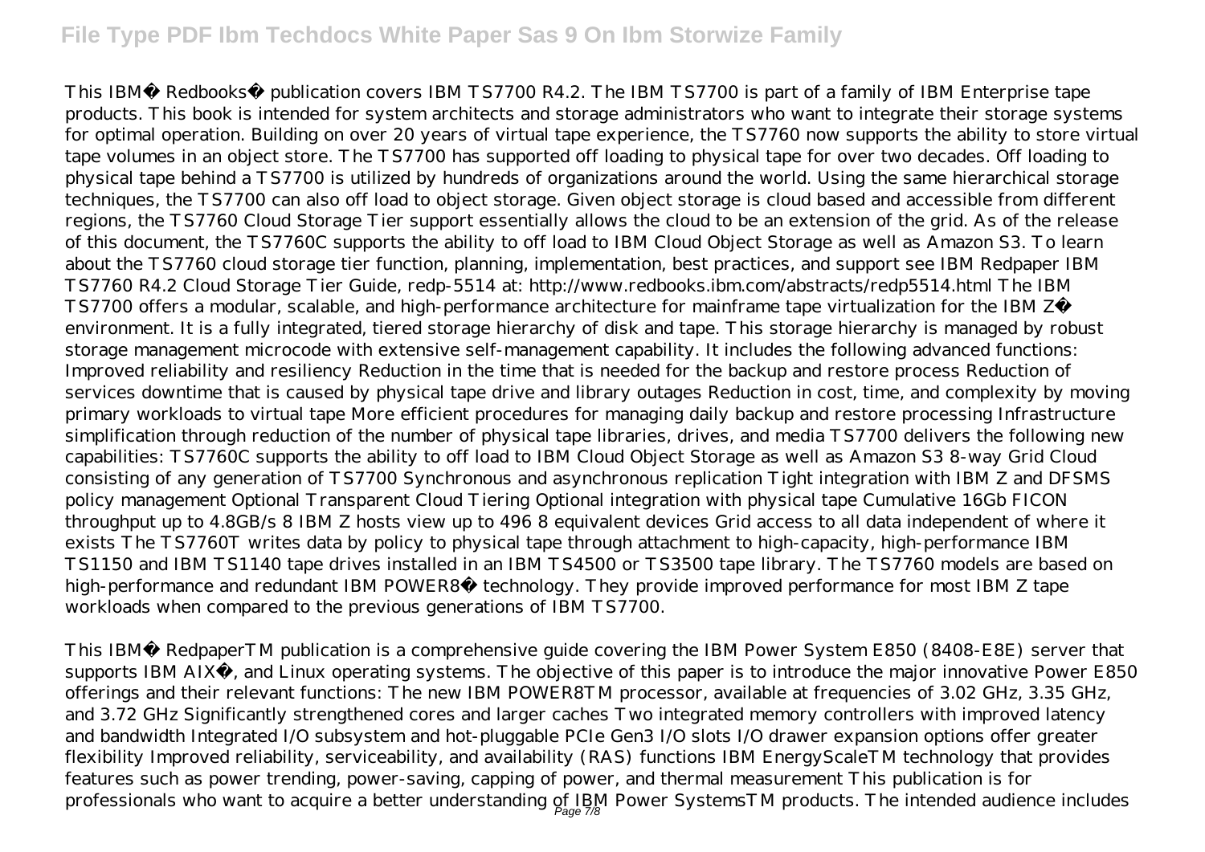This IBM® Redbooks® publication covers IBM TS7700 R4.2. The IBM TS7700 is part of a family of IBM Enterprise tape products. This book is intended for system architects and storage administrators who want to integrate their storage systems for optimal operation. Building on over 20 years of virtual tape experience, the TS7760 now supports the ability to store virtual tape volumes in an object store. The TS7700 has supported off loading to physical tape for over two decades. Off loading to physical tape behind a TS7700 is utilized by hundreds of organizations around the world. Using the same hierarchical storage techniques, the TS7700 can also off load to object storage. Given object storage is cloud based and accessible from different regions, the TS7760 Cloud Storage Tier support essentially allows the cloud to be an extension of the grid. As of the release of this document, the TS7760C supports the ability to off load to IBM Cloud Object Storage as well as Amazon S3. To learn about the TS7760 cloud storage tier function, planning, implementation, best practices, and support see IBM Redpaper IBM TS7760 R4.2 Cloud Storage Tier Guide, redp-5514 at: http://www.redbooks.ibm.com/abstracts/redp5514.html The IBM TS7700 offers a modular, scalable, and high-performance architecture for mainframe tape virtualization for the IBM Z® environment. It is a fully integrated, tiered storage hierarchy of disk and tape. This storage hierarchy is managed by robust storage management microcode with extensive self-management capability. It includes the following advanced functions: Improved reliability and resiliency Reduction in the time that is needed for the backup and restore process Reduction of services downtime that is caused by physical tape drive and library outages Reduction in cost, time, and complexity by moving primary workloads to virtual tape More efficient procedures for managing daily backup and restore processing Infrastructure simplification through reduction of the number of physical tape libraries, drives, and media TS7700 delivers the following new capabilities: TS7760C supports the ability to off load to IBM Cloud Object Storage as well as Amazon S3 8-way Grid Cloud consisting of any generation of TS7700 Synchronous and asynchronous replication Tight integration with IBM Z and DFSMS policy management Optional Transparent Cloud Tiering Optional integration with physical tape Cumulative 16Gb FICON throughput up to 4.8GB/s 8 IBM Z hosts view up to 496 8 equivalent devices Grid access to all data independent of where it exists The TS7760T writes data by policy to physical tape through attachment to high-capacity, high-performance IBM TS1150 and IBM TS1140 tape drives installed in an IBM TS4500 or TS3500 tape library. The TS7760 models are based on high-performance and redundant IBM POWER8® technology. They provide improved performance for most IBM Z tape workloads when compared to the previous generations of IBM TS7700.

This IBM® RedpaperTM publication is a comprehensive guide covering the IBM Power System E850 (8408-E8E) server that supports IBM AIX®, and Linux operating systems. The objective of this paper is to introduce the major innovative Power E850 offerings and their relevant functions: The new IBM POWER8TM processor, available at frequencies of 3.02 GHz, 3.35 GHz, and 3.72 GHz Significantly strengthened cores and larger caches Two integrated memory controllers with improved latency and bandwidth Integrated I/O subsystem and hot-pluggable PCIe Gen3 I/O slots I/O drawer expansion options offer greater flexibility Improved reliability, serviceability, and availability (RAS) functions IBM EnergyScaleTM technology that provides features such as power trending, power-saving, capping of power, and thermal measurement This publication is for professionals who want to acquire a better understanding of IBM Power SystemsTM products. The intended audience includes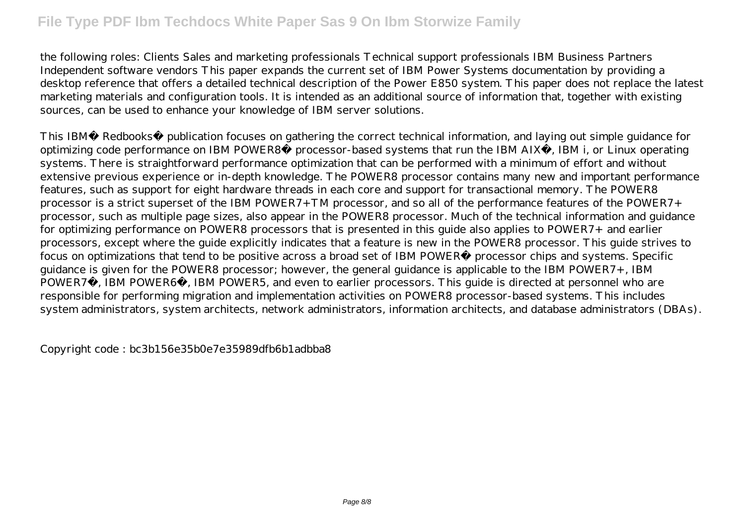the following roles: Clients Sales and marketing professionals Technical support professionals IBM Business Partners Independent software vendors This paper expands the current set of IBM Power Systems documentation by providing a desktop reference that offers a detailed technical description of the Power E850 system. This paper does not replace the latest marketing materials and configuration tools. It is intended as an additional source of information that, together with existing sources, can be used to enhance your knowledge of IBM server solutions.

This IBM� Redbooks� publication focuses on gathering the correct technical information, and laying out simple guidance for optimizing code performance on IBM POWER8� processor-based systems that run the IBM AIX�, IBM i, or Linux operating systems. There is straightforward performance optimization that can be performed with a minimum of effort and without extensive previous experience or in-depth knowledge. The POWER8 processor contains many new and important performance features, such as support for eight hardware threads in each core and support for transactional memory. The POWER8 processor is a strict superset of the IBM POWER7+TM processor, and so all of the performance features of the POWER7+ processor, such as multiple page sizes, also appear in the POWER8 processor. Much of the technical information and guidance for optimizing performance on POWER8 processors that is presented in this guide also applies to POWER7+ and earlier processors, except where the guide explicitly indicates that a feature is new in the POWER8 processor. This guide strives to focus on optimizations that tend to be positive across a broad set of IBM POWER� processor chips and systems. Specific guidance is given for the POWER8 processor; however, the general guidance is applicable to the IBM POWER7+, IBM POWER7�, IBM POWER6�, IBM POWER5, and even to earlier processors. This guide is directed at personnel who are responsible for performing migration and implementation activities on POWER8 processor-based systems. This includes system administrators, system architects, network administrators, information architects, and database administrators (DBAs).

Copyright code : bc3b156e35b0e7e35989dfb6b1adbba8